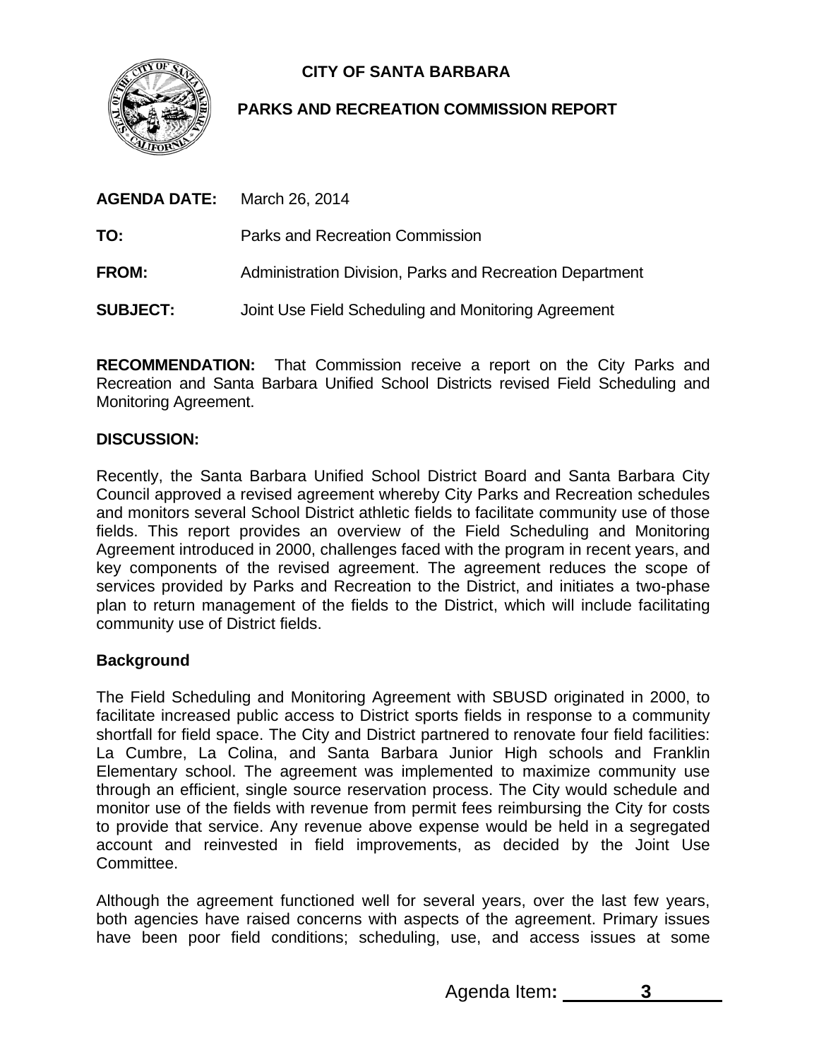**CITY OF SANTA BARBARA**

**PARKS AND RECREATION COMMISSION REPORT**

**AGENDA DATE:** March 26, 2014

**TO:** Parks and Recreation Commission

**FROM:** Administration Division, Parks and Recreation Department

**SUBJECT:** Joint Use Field Scheduling and Monitoring Agreement

**RECOMMENDATION:** That Commission receive a report on the City Parks and Recreation and Santa Barbara Unified School Districts revised Field Scheduling and Monitoring Agreement.

**DISCUSSION:**

Recently, the Santa Barbara Unified School District Board and Santa Barbara City Council approved a revised agreement whereby City Parks and Recreation schedules and monitors several School District athletic fields to facilitate community use of those fields. This report provides an overview of the Field Scheduling and Monitoring Agreement introduced in 2000, challenges faced with the program in recent years, and key components of the revised agreement. The agreement reduces the scope of services provided by Parks and Recreation to the District, and initiates a two-phase plan to return management of the fields to the District, which will include facilitating community use of District fields.

**Background**

The Field Scheduling and Monitoring Agreement with SBUSD originated in 2000, to facilitate increased public access to District sports fields in response to a community shortfall for field space. The City and District partnered to renovate four field facilities: La Cumbre, La Colina, and Santa Barbara Junior High schools and Franklin Elementary school. The agreement was implemented to maximize community use through an efficient, single source reservation process. The City would schedule and monitor use of the fields with revenue from permit fees reimbursing the City for costs to provide that service. Any revenue above expense would be held in a segregated account and reinvested in field improvements, as decided by the Joint Use Committee.

Although the agreement functioned well for several years, over the last few years, both agencies have raised concerns with aspects of the agreement. Primary issues have been poor field conditions; scheduling, use, and access issues at some

Agenda Item: 3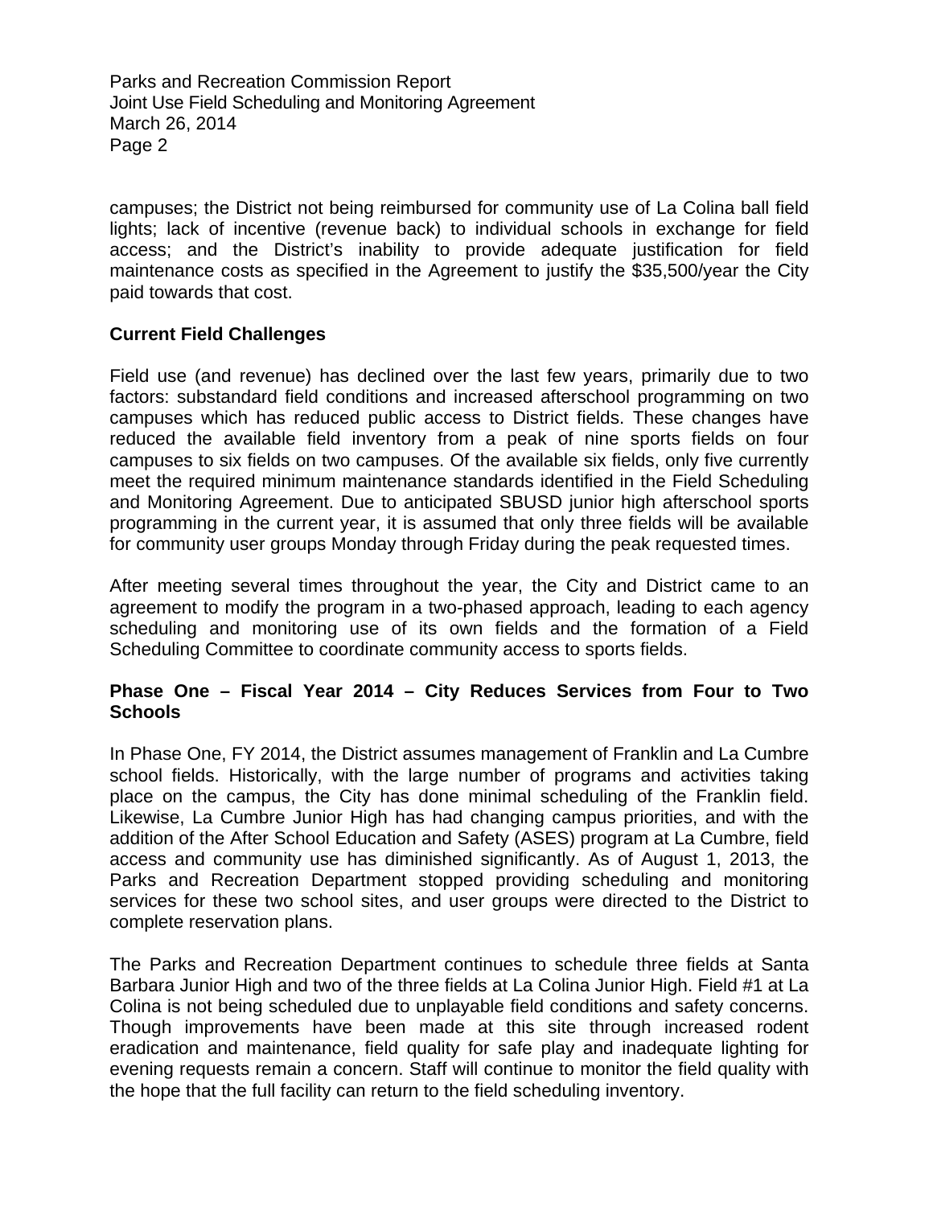campuses; the District not being reimbursed for community use of La Colina ball field lights; lack of incentive (revenue back) to individual schools in exchange for field access; and the District's inability to provide adequate justification for field maintenance costs as specified in the Agreement to justify the $35,500/year the City paid towards that cost.

**Current Field Challenges**

Field use (and revenue) has declined over the last few years, primarily due to two factors: substandard field conditions and increased afterschool programming on two campuses which has reduced public access to District fields. These changes have reduced the available field inventory from a peak of nine sports fields on four campuses to six fields on two campuses. Of the available six fields, only five currently meet the required minimum maintenance standards identified in the Field Scheduling and Monitoring Agreement. Due to anticipated SBUSD junior high afterschool sports programming in the current year, it is assumed that only three fields will be available for community user groups Monday through Friday during the peak requested times.

After meeting several times throughout the year, the City and District came to an agreement to modify the program in a two-phased approach, leading to each agency scheduling and monitoring use of its own fields and the formation of a Field Scheduling Committee to coordinate community access to sports fields.

**Phase One – Fiscal Year 2014 – City Reduces Services from Four to Two Schools**

In Phase One, FY 2014, the District assumes management of Franklin and La Cumbre school fields. Historically, with the large number of programs and activities taking place on the campus, the City has done minimal scheduling of the Franklin field. Likewise, La Cumbre Junior High has had changing campus priorities, and with the addition of the After School Education and Safety (ASES) program at La Cumbre, field access and community use has diminished significantly. As of August 1, 2013, the Parks and Recreation Department stopped providing scheduling and monitoring services for these two school sites, and user groups were directed to the District to complete reservation plans.

The Parks and Recreation Department continues to schedule three fields at Santa Barbara Junior High and two of the three fields at La Colina Junior High. Field #1 at La Colina is not being scheduled due to unplayable field conditions and safety concerns. Though improvements have been made at this site through increased rodent eradication and maintenance, field quality for safe play and inadequate lighting for evening requests remain a concern. Staff will continue to monitor the field quality with the hope that the full facility can return to the field scheduling inventory.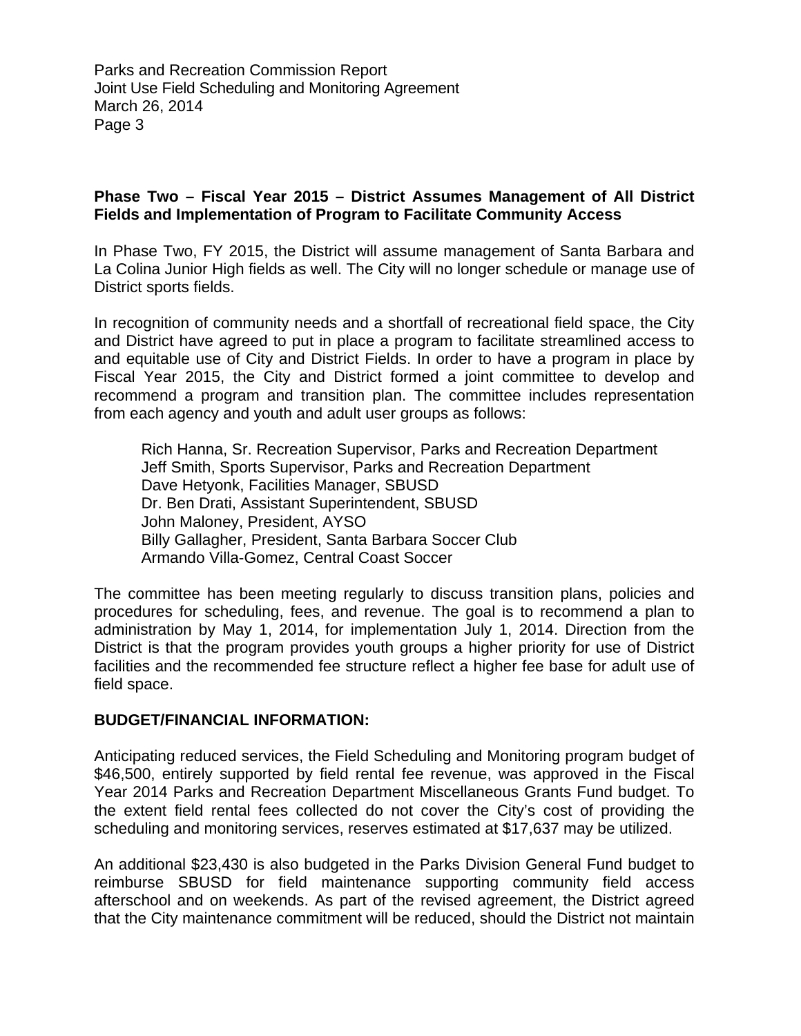**Phase Two – Fiscal Year 2015 – District Assumes Management of All District Fields and Implementation of Program to Facilitate Community Access**

In Phase Two, FY 2015, the District will assume management of Santa Barbara and La Colina Junior High fields as well. The City will no longer schedule or manage use of District sports fields.

In recognition of community needs and a shortfall of recreational field space, the City and District have agreed to put in place a program to facilitate streamlined access to and equitable use of City and District Fields. In order to have a program in place by Fiscal Year 2015, the City and District formed a joint committee to develop and recommend a program and transition plan. The committee includes representation from each agency and youth and adult user groups as follows:

Rich Hanna, Sr. Recreation Supervisor, Parks and Recreation Department
Jeff Smith, Sports Supervisor, Parks and Recreation Department
Dave Hetyonk, Facilities Manager, SBUSD
Dr. Ben Drati, Assistant Superintendent, SBUSD
John Maloney, President, AYSO
Billy Gallagher, President, Santa Barbara Soccer Club
Armando Villa-Gomez, Central Coast Soccer

The committee has been meeting regularly to discuss transition plans, policies and procedures for scheduling, fees, and revenue. The goal is to recommend a plan to administration by May 1, 2014, for implementation July 1, 2014. Direction from the District is that the program provides youth groups a higher priority for use of District facilities and the recommended fee structure reflect a higher fee base for adult use of field space.

**BUDGET/FINANCIAL INFORMATION:**

Anticipating reduced services, the Field Scheduling and Monitoring program budget of \$46,500, entirely supported by field rental fee revenue, was approved in the Fiscal Year 2014 Parks and Recreation Department Miscellaneous Grants Fund budget. To the extent field rental fees collected do not cover the City's cost of providing the scheduling and monitoring services, reserves estimated at \$17,637 may be utilized.

An additional \$23,430 is also budgeted in the Parks Division General Fund budget to reimburse SBUSD for field maintenance supporting community field access afterschool and on weekends. As part of the revised agreement, the District agreed that the City maintenance commitment will be reduced, should the District not maintain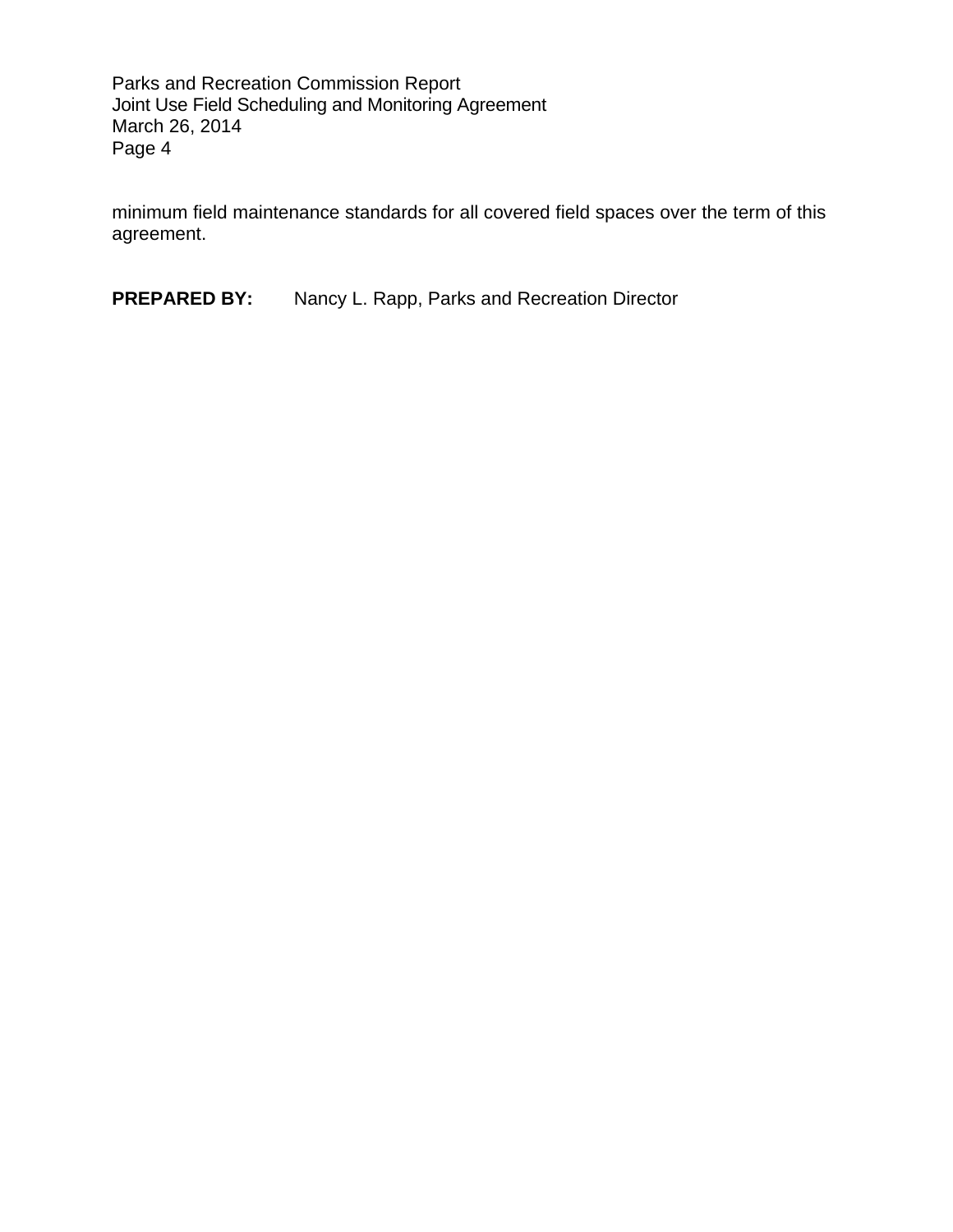minimum field maintenance standards for all covered field spaces over the term of this agreement.

**PREPARED BY:** Nancy L. Rapp, Parks and Recreation Director